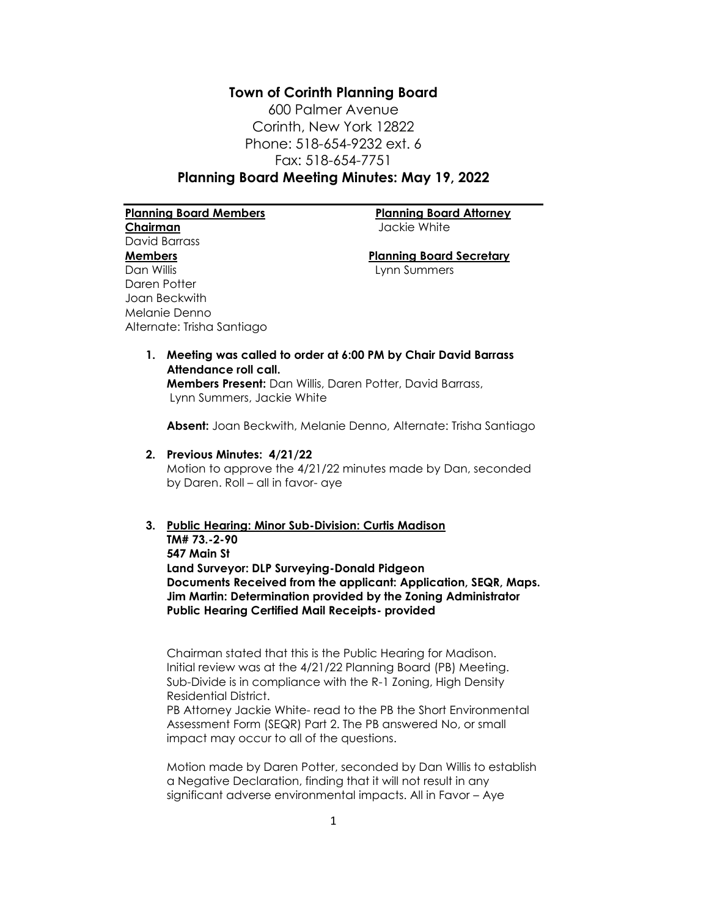# Town of Corinth Planning Board

600 Palmer Avenue
Corinth, New York 12822
Phone: 518-654-9232 ext. 6
Fax: 518-654-7751

## Planning Board Meeting Minutes: May 19, 2022

**Planning Board Members**
**Chairman**
David Barrass
**Members**
Dan Willis
Daren Potter
Joan Beckwith
Melanie Denno
Alternate: Trisha Santiago

**Planning Board Attorney**
Jackie White

**Planning Board Secretary**
Lynn Summers

1. **Meeting was called to order at 6:00 PM by Chair David Barrass**
   **Attendance roll call.**
   **Members Present:** Dan Willis, Daren Potter, David Barrass, Lynn Summers, Jackie White

   **Absent:** Joan Beckwith, Melanie Denno, Alternate: Trisha Santiago

2. **Previous Minutes: 4/21/22**
   Motion to approve the 4/21/22 minutes made by Dan, seconded by Daren. Roll – all in favor- aye

3. **Public Hearing: Minor Sub-Division: Curtis Madison**
   **TM# 73.-2-90**
   **547 Main St**
   **Land Surveyor: DLP Surveying-Donald Pidgeon**
   **Documents Received from the applicant: Application, SEQR, Maps.**
   **Jim Martin: Determination provided by the Zoning Administrator**
   **Public Hearing Certified Mail Receipts- provided**

   Chairman stated that this is the Public Hearing for Madison. Initial review was at the 4/21/22 Planning Board (PB) Meeting. Sub-Divide is in compliance with the R-1 Zoning, High Density Residential District.
   PB Attorney Jackie White- read to the PB the Short Environmental Assessment Form (SEQR) Part 2. The PB answered No, or small impact may occur to all of the questions.

   Motion made by Daren Potter, seconded by Dan Willis to establish a Negative Declaration, finding that it will not result in any significant adverse environmental impacts. All in Favor – Aye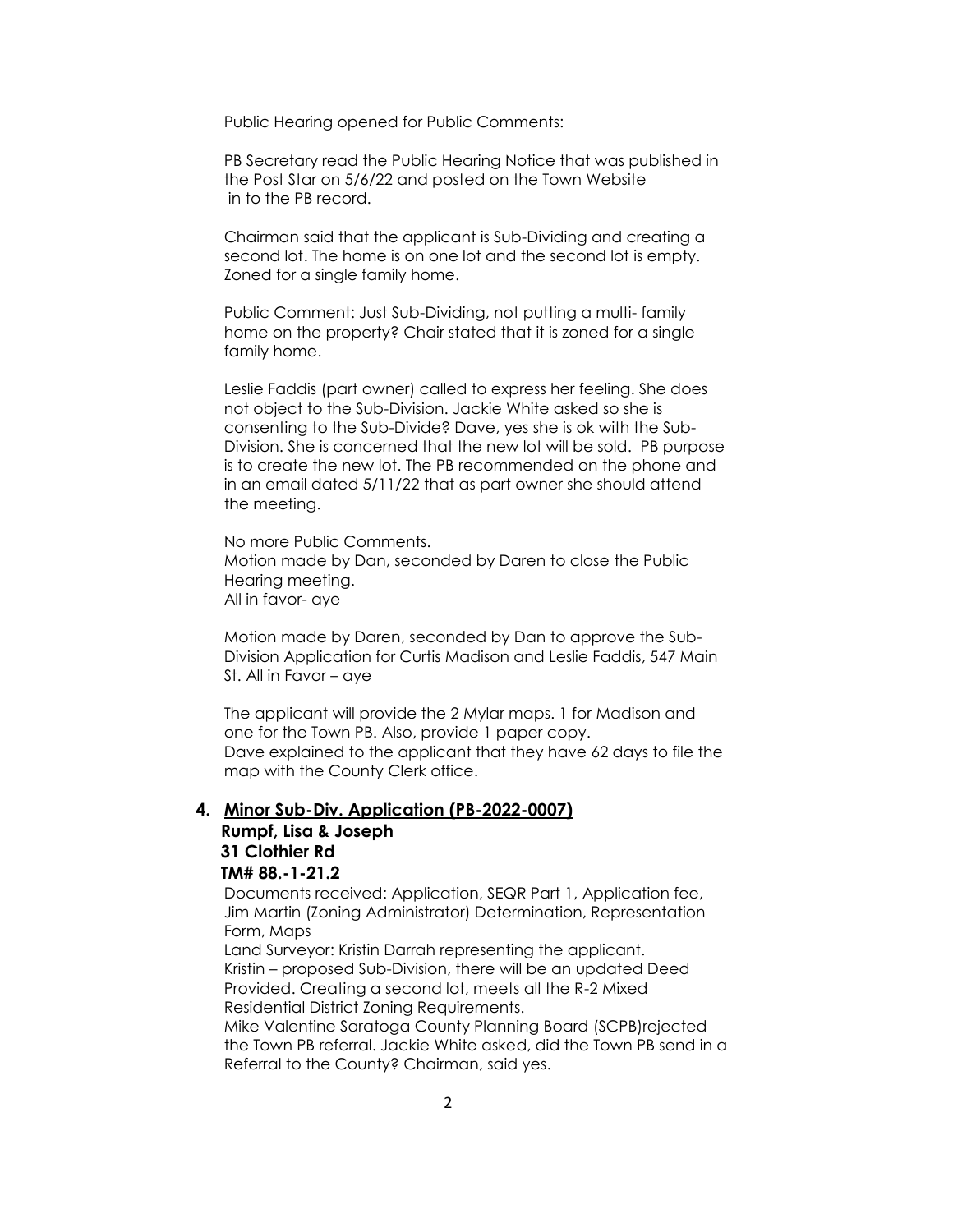Public Hearing opened for Public Comments:

PB Secretary read the Public Hearing Notice that was published in the Post Star on 5/6/22 and posted on the Town Website in to the PB record.

Chairman said that the applicant is Sub-Dividing and creating a second lot. The home is on one lot and the second lot is empty. Zoned for a single family home.

Public Comment: Just Sub-Dividing, not putting a multi- family home on the property? Chair stated that it is zoned for a single family home.

Leslie Faddis (part owner) called to express her feeling. She does not object to the Sub-Division. Jackie White asked so she is consenting to the Sub-Divide? Dave, yes she is ok with the Sub-Division. She is concerned that the new lot will be sold. PB purpose is to create the new lot. The PB recommended on the phone and in an email dated 5/11/22 that as part owner she should attend the meeting.

No more Public Comments.
Motion made by Dan, seconded by Daren to close the Public Hearing meeting.
All in favor- aye

Motion made by Daren, seconded by Dan to approve the Sub-Division Application for Curtis Madison and Leslie Faddis, 547 Main St. All in Favor – aye

The applicant will provide the 2 Mylar maps. 1 for Madison and one for the Town PB. Also, provide 1 paper copy.
Dave explained to the applicant that they have 62 days to file the map with the County Clerk office.

**4. <u>Minor Sub-Div. Application (PB-2022-0007)</u>**
**Rumpf, Lisa & Joseph**
**31 Clothier Rd**
**TM# 88.-1-21.2**

Documents received: Application, SEQR Part 1, Application fee, Jim Martin (Zoning Administrator) Determination, Representation Form, Maps
Land Surveyor: Kristin Darrah representing the applicant.
Kristin – proposed Sub-Division, there will be an updated Deed Provided. Creating a second lot, meets all the R-2 Mixed Residential District Zoning Requirements.
Mike Valentine Saratoga County Planning Board (SCPB)rejected the Town PB referral. Jackie White asked, did the Town PB send in a Referral to the County? Chairman, said yes.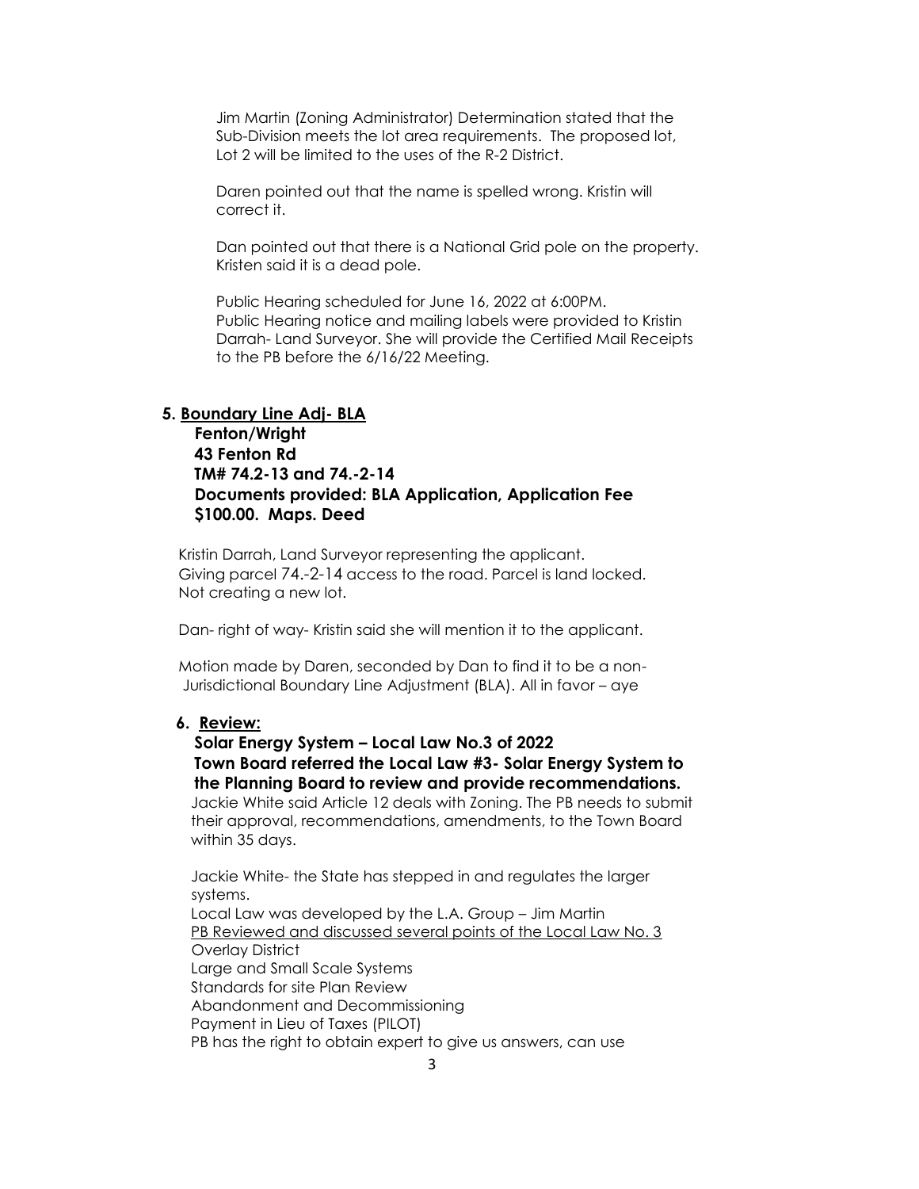Jim Martin (Zoning Administrator) Determination stated that the Sub-Division meets the lot area requirements. The proposed lot, Lot 2 will be limited to the uses of the R-2 District.

Daren pointed out that the name is spelled wrong. Kristin will correct it.

Dan pointed out that there is a National Grid pole on the property. Kristen said it is a dead pole.

Public Hearing scheduled for June 16, 2022 at 6:00PM.
Public Hearing notice and mailing labels were provided to Kristin Darrah- Land Surveyor. She will provide the Certified Mail Receipts to the PB before the 6/16/22 Meeting.

**5. <u>Boundary Line Adj- BLA</u>**
**Fenton/Wright**
**43 Fenton Rd**
**TM# 74.2-13 and 74.-2-14**
**Documents provided: BLA Application, Application Fee $100.00. Maps. Deed**

Kristin Darrah, Land Surveyor representing the applicant.
Giving parcel 74.-2-14 access to the road. Parcel is land locked.
Not creating a new lot.

Dan- right of way- Kristin said she will mention it to the applicant.

Motion made by Daren, seconded by Dan to find it to be a non-Jurisdictional Boundary Line Adjustment (BLA). All in favor – aye

**6. <u>Review:</u>**
**Solar Energy System – Local Law No.3 of 2022**
**Town Board referred the Local Law #3- Solar Energy System to the Planning Board to review and provide recommendations.**
Jackie White said Article 12 deals with Zoning. The PB needs to submit their approval, recommendations, amendments, to the Town Board within 35 days.

Jackie White- the State has stepped in and regulates the larger systems.
Local Law was developed by the L.A. Group – Jim Martin
<u>PB Reviewed and discussed several points of the Local Law No. 3</u>
Overlay District
Large and Small Scale Systems
Standards for site Plan Review
Abandonment and Decommissioning
Payment in Lieu of Taxes (PILOT)
PB has the right to obtain expert to give us answers, can use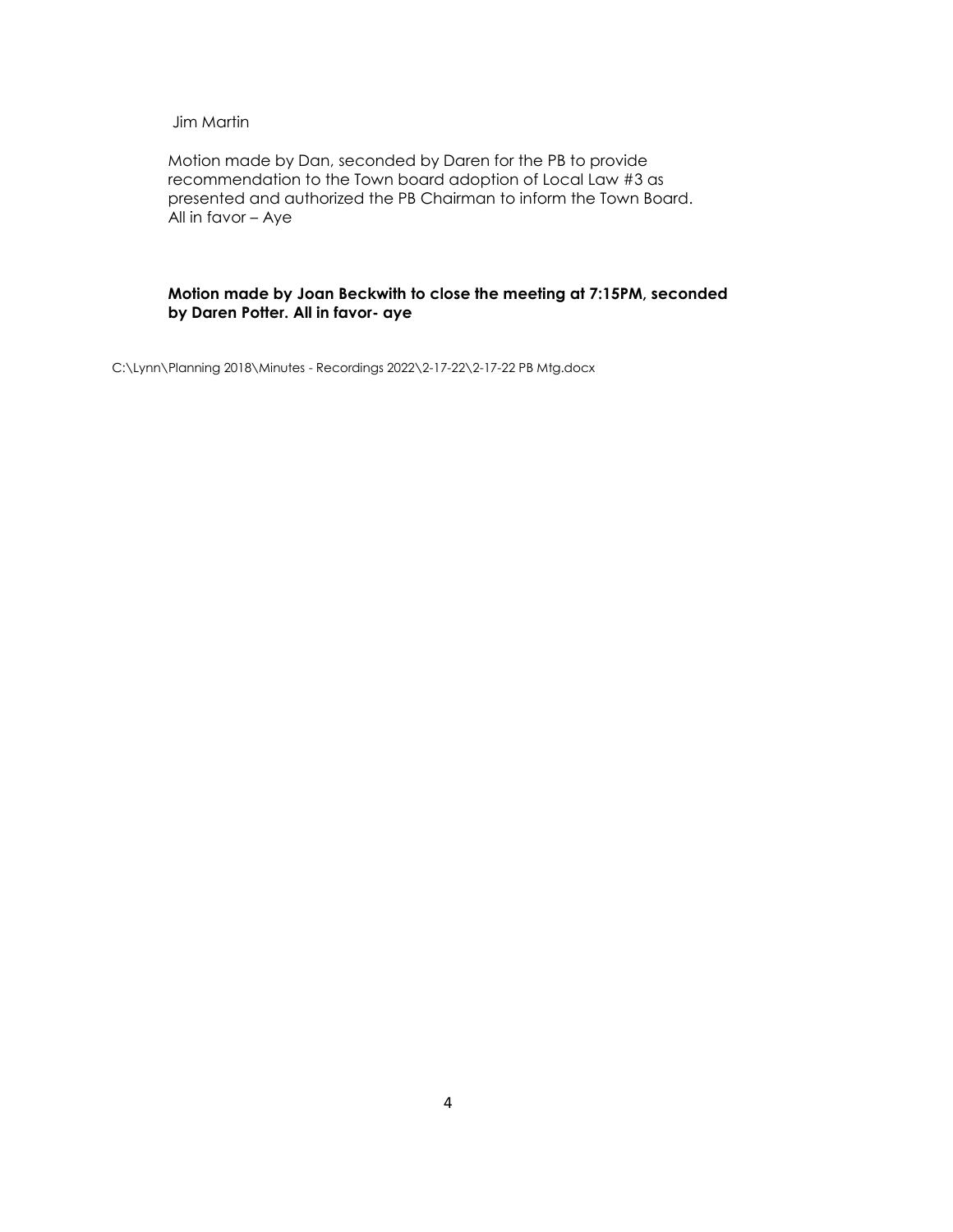Jim Martin

Motion made by Dan, seconded by Daren for the PB to provide recommendation to the Town board adoption of Local Law #3 as presented and authorized the PB Chairman to inform the Town Board. All in favor – Aye

**Motion made by Joan Beckwith to close the meeting at 7:15PM, seconded by Daren Potter. All in favor- aye**

C:\Lynn\Planning 2018\Minutes - Recordings 2022\2-17-22\2-17-22 PB Mtg.docx